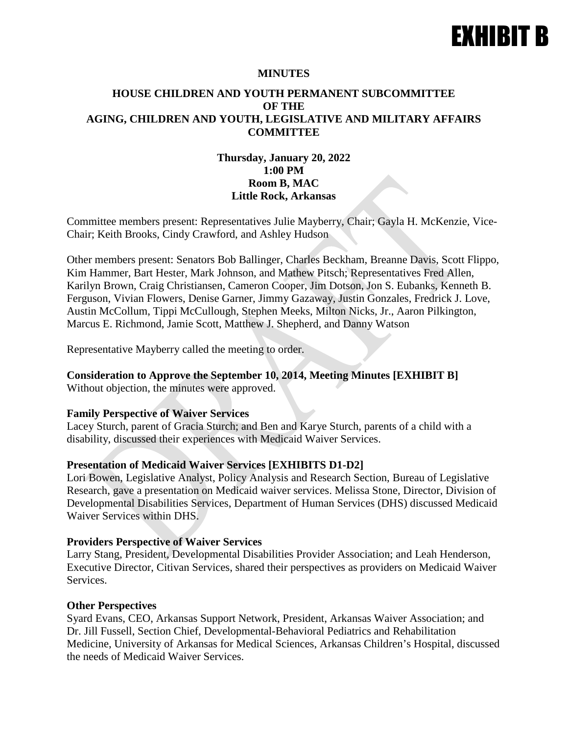# EXHIBIT B

**MINUTES**

**HOUSE CHILDREN AND YOUTH PERMANENT SUBCOMMITTEE OF THE AGING, CHILDREN AND YOUTH, LEGISLATIVE AND MILITARY AFFAIRS COMMITTEE**

**Thursday, January 20, 2022**
**1:00 PM**
**Room B, MAC**
**Little Rock, Arkansas**

Committee members present: Representatives Julie Mayberry, Chair; Gayla H. McKenzie, Vice-Chair; Keith Brooks, Cindy Crawford, and Ashley Hudson

Other members present: Senators Bob Ballinger, Charles Beckham, Breanne Davis, Scott Flippo, Kim Hammer, Bart Hester, Mark Johnson, and Mathew Pitsch; Representatives Fred Allen, Karilyn Brown, Craig Christiansen, Cameron Cooper, Jim Dotson, Jon S. Eubanks, Kenneth B. Ferguson, Vivian Flowers, Denise Garner, Jimmy Gazaway, Justin Gonzales, Fredrick J. Love, Austin McCollum, Tippi McCullough, Stephen Meeks, Milton Nicks, Jr., Aaron Pilkington, Marcus E. Richmond, Jamie Scott, Matthew J. Shepherd, and Danny Watson

Representative Mayberry called the meeting to order.

**Consideration to Approve the September 10, 2014, Meeting Minutes [EXHIBIT B]**
Without objection, the minutes were approved.

**Family Perspective of Waiver Services**
Lacey Sturch, parent of Gracia Sturch; and Ben and Karye Sturch, parents of a child with a disability, discussed their experiences with Medicaid Waiver Services.

**Presentation of Medicaid Waiver Services [EXHIBITS D1-D2]**
Lori Bowen, Legislative Analyst, Policy Analysis and Research Section, Bureau of Legislative Research, gave a presentation on Medicaid waiver services. Melissa Stone, Director, Division of Developmental Disabilities Services, Department of Human Services (DHS) discussed Medicaid Waiver Services within DHS.

**Providers Perspective of Waiver Services**
Larry Stang, President, Developmental Disabilities Provider Association; and Leah Henderson, Executive Director, Citivan Services, shared their perspectives as providers on Medicaid Waiver Services.

**Other Perspectives**
Syard Evans, CEO, Arkansas Support Network, President, Arkansas Waiver Association; and Dr. Jill Fussell, Section Chief, Developmental-Behavioral Pediatrics and Rehabilitation Medicine, University of Arkansas for Medical Sciences, Arkansas Children's Hospital, discussed the needs of Medicaid Waiver Services.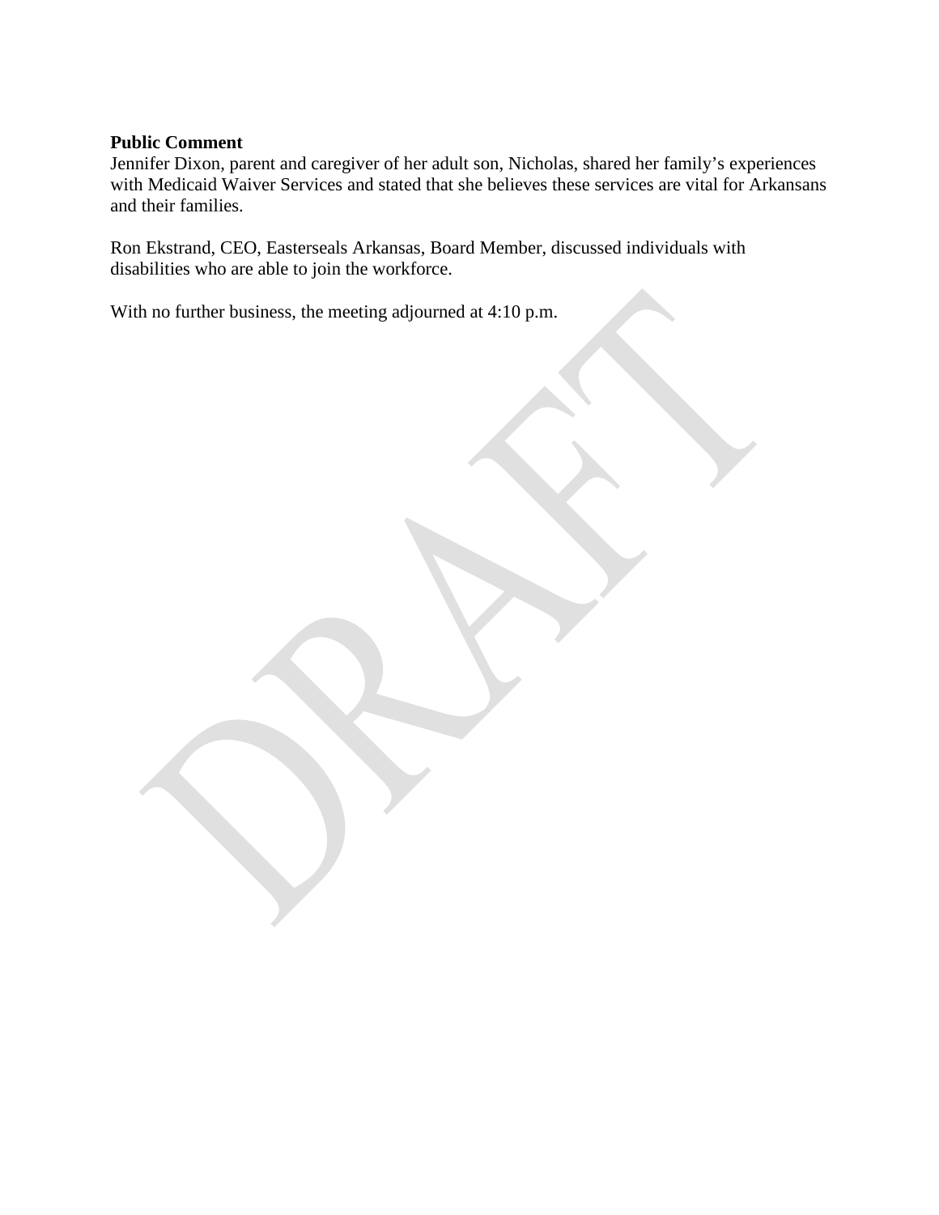**Public Comment**

Jennifer Dixon, parent and caregiver of her adult son, Nicholas, shared her family's experiences with Medicaid Waiver Services and stated that she believes these services are vital for Arkansans and their families.

Ron Ekstrand, CEO, Easterseals Arkansas, Board Member, discussed individuals with disabilities who are able to join the workforce.

With no further business, the meeting adjourned at 4:10 p.m.